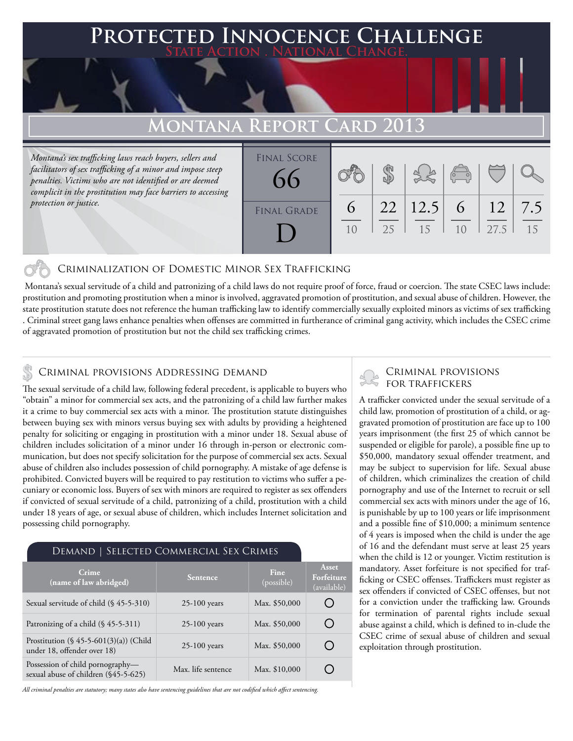# Protected Innocence Challenge

**State Action . National Change.**

## Montana Report Card 2013

*Montana's sex trafficking laws reach buyers, sellers and facilitators of sex trafficking of a minor and impose steep penalties. Victims who are not identified or are deemed complicit in the prostitution may face barriers to accessing protection or justice.*

**Final Score:** 66

**Final Grade:** D

| Criminalization of Domestic Minor Sex Trafficking | Criminal Provisions Addressing Demand | Criminal Provisions for Traffickers | Criminal Provisions for Facilitators | Protective Provisions for the Child Victims | Criminal Justice Tools for Investigation and Prosecutions |
|---|---|---|---|---|---|
| 6/10 | 22/25 | 12.5/15 | 6/10 | 12/27.5 | 7.5/15 |

### Criminalization of Domestic Minor Sex Trafficking

Montana's sexual servitude of a child and patronizing of a child laws do not require proof of force, fraud or coercion. The state CSEC laws include: prostitution and promoting prostitution when a minor is involved, aggravated promotion of prostitution, and sexual abuse of children. However, the state prostitution statute does not reference the human trafficking law to identify commercially sexually exploited minors as victims of sex trafficking. Criminal street gang laws enhance penalties when offenses are committed in furtherance of criminal gang activity, which includes the CSEC crime of aggravated promotion of prostitution but not the child sex trafficking crimes.

### Criminal provisions Addressing demand

The sexual servitude of a child law, following federal precedent, is applicable to buyers who "obtain" a minor for commercial sex acts, and the patronizing of a child law further makes it a crime to buy commercial sex acts with a minor. The prostitution statute distinguishes between buying sex with minors versus buying sex with adults by providing a heightened penalty for soliciting or engaging in prostitution with a minor under 18. Sexual abuse of children includes solicitation of a minor under 16 through in-person or electronic communication, but does not specify solicitation for the purpose of commercial sex acts. Sexual abuse of children also includes possession of child pornography. A mistake of age defense is prohibited. Convicted buyers will be required to pay restitution to victims who suffer a pecuniary or economic loss. Buyers of sex with minors are required to register as sex offenders if convicted of sexual servitude of a child, patronizing of a child, prostitution with a child under 18 years of age, or sexual abuse of children, which includes Internet solicitation and possessing child pornography.

#### Demand | Selected Commercial Sex Crimes

| Crime (name of law abridged) | Sentence | Fine (possible) | Asset Forfeiture (available) |
|---|---|---|---|
| Sexual servitude of child (§ 45-5-310) | 25-100 years | Max. $50,000 | ○ |
| Patronizing of a child (§ 45-5-311) | 25-100 years | Max. $50,000 | ○ |
| Prostitution (§ 45-5-601(3)(a)) (Child under 18, offender over 18) | 25-100 years | Max. $50,000 | ○ |
| Possession of child pornography—sexual abuse of children (§45-5-625) | Max. life sentence | Max. $10,000 | ○ |

*All criminal penalties are statutory; many states also have sentencing guidelines that are not codified which affect sentencing.*

### Criminal provisions for traffickers

A trafficker convicted under the sexual servitude of a child law, promotion of prostitution of a child, or aggravated promotion of prostitution are face up to 100 years imprisonment (the first 25 of which cannot be suspended or eligible for parole), a possible fine up to $50,000, mandatory sexual offender treatment, and may be subject to supervision for life. Sexual abuse of children, which criminalizes the creation of child pornography and use of the Internet to recruit or sell commercial sex acts with minors under the age of 16, is punishable by up to 100 years or life imprisonment and a possible fine of $10,000; a minimum sentence of 4 years is imposed when the child is under the age of 16 and the defendant must serve at least 25 years when the child is 12 or younger. Victim restitution is mandatory. Asset forfeiture is not specified for trafficking or CSEC offenses. Traffickers must register as sex offenders if convicted of CSEC offenses, but not for a conviction under the trafficking law. Grounds for termination of parental rights include sexual abuse against a child, which is defined to in-clude the CSEC crime of sexual abuse of children and sexual exploitation through prostitution.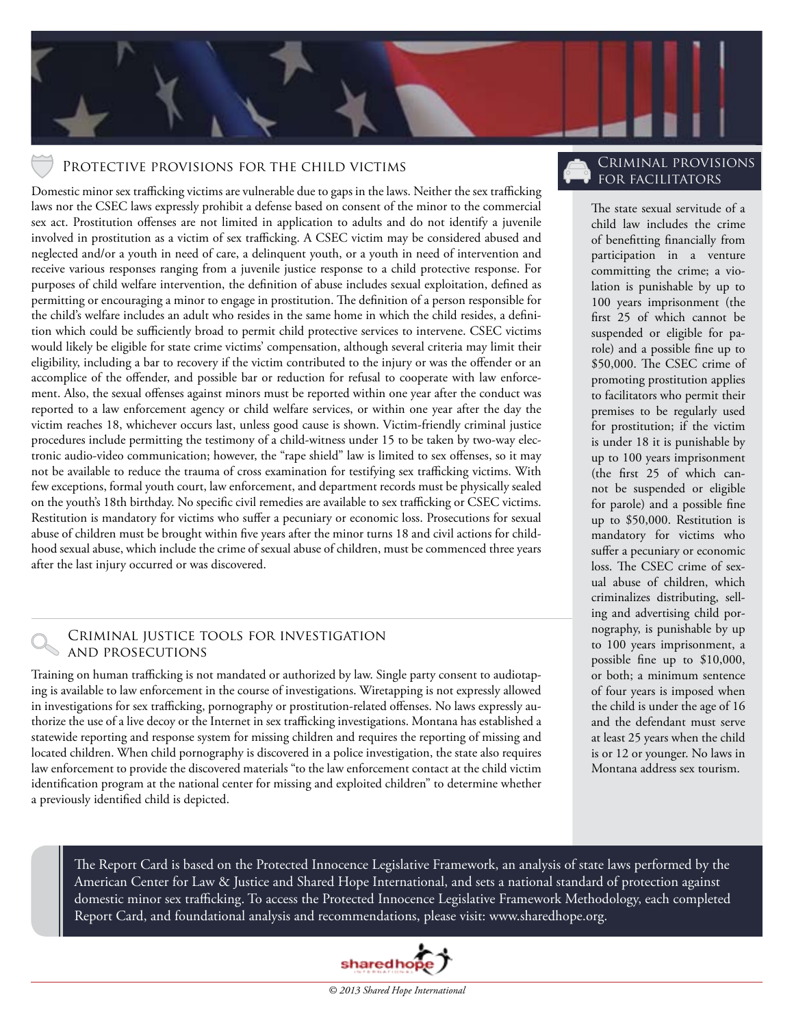## Protective provisions for the child victims

Domestic minor sex trafficking victims are vulnerable due to gaps in the laws. Neither the sex trafficking laws nor the CSEC laws expressly prohibit a defense based on consent of the minor to the commercial sex act. Prostitution offenses are not limited in application to adults and do not identify a juvenile involved in prostitution as a victim of sex trafficking. A CSEC victim may be considered abused and neglected and/or a youth in need of care, a delinquent youth, or a youth in need of intervention and receive various responses ranging from a juvenile justice response to a child protective response. For purposes of child welfare intervention, the definition of abuse includes sexual exploitation, defined as permitting or encouraging a minor to engage in prostitution. The definition of a person responsible for the child's welfare includes an adult who resides in the same home in which the child resides, a definition which could be sufficiently broad to permit child protective services to intervene. CSEC victims would likely be eligible for state crime victims' compensation, although several criteria may limit their eligibility, including a bar to recovery if the victim contributed to the injury or was the offender or an accomplice of the offender, and possible bar or reduction for refusal to cooperate with law enforcement. Also, the sexual offenses against minors must be reported within one year after the conduct was reported to a law enforcement agency or child welfare services, or within one year after the day the victim reaches 18, whichever occurs last, unless good cause is shown. Victim-friendly criminal justice procedures include permitting the testimony of a child-witness under 15 to be taken by two-way electronic audio-video communication; however, the "rape shield" law is limited to sex offenses, so it may not be available to reduce the trauma of cross examination for testifying sex trafficking victims. With few exceptions, formal youth court, law enforcement, and department records must be physically sealed on the youth's 18th birthday. No specific civil remedies are available to sex trafficking or CSEC victims. Restitution is mandatory for victims who suffer a pecuniary or economic loss. Prosecutions for sexual abuse of children must be brought within five years after the minor turns 18 and civil actions for childhood sexual abuse, which include the crime of sexual abuse of children, must be commenced three years after the last injury occurred or was discovered.

## Criminal justice tools for investigation and prosecutions

Training on human trafficking is not mandated or authorized by law. Single party consent to audiotaping is available to law enforcement in the course of investigations. Wiretapping is not expressly allowed in investigations for sex trafficking, pornography or prostitution-related offenses. No laws expressly authorize the use of a live decoy or the Internet in sex trafficking investigations. Montana has established a statewide reporting and response system for missing children and requires the reporting of missing and located children. When child pornography is discovered in a police investigation, the state also requires law enforcement to provide the discovered materials "to the law enforcement contact at the child victim identification program at the national center for missing and exploited children" to determine whether a previously identified child is depicted.

## Criminal provisions for facilitators

The state sexual servitude of a child law includes the crime of benefitting financially from participation in a venture committing the crime; a violation is punishable by up to 100 years imprisonment (the first 25 of which cannot be suspended or eligible for parole) and a possible fine up to $50,000. The CSEC crime of promoting prostitution applies to facilitators who permit their premises to be regularly used for prostitution; if the victim is under 18 it is punishable by up to 100 years imprisonment (the first 25 of which cannot be suspended or eligible for parole) and a possible fine up to $50,000. Restitution is mandatory for victims who suffer a pecuniary or economic loss. The CSEC crime of sexual abuse of children, which criminalizes distributing, selling and advertising child pornography, is punishable by up to 100 years imprisonment, a possible fine up to $10,000, or both; a minimum sentence of four years is imposed when the child is under the age of 16 and the defendant must serve at least 25 years when the child is or 12 or younger. No laws in Montana address sex tourism.

The Report Card is based on the Protected Innocence Legislative Framework, an analysis of state laws performed by the American Center for Law & Justice and Shared Hope International, and sets a national standard of protection against domestic minor sex trafficking. To access the Protected Innocence Legislative Framework Methodology, each completed Report Card, and foundational analysis and recommendations, please visit: www.sharedhope.org.

*© 2013 Shared Hope International*